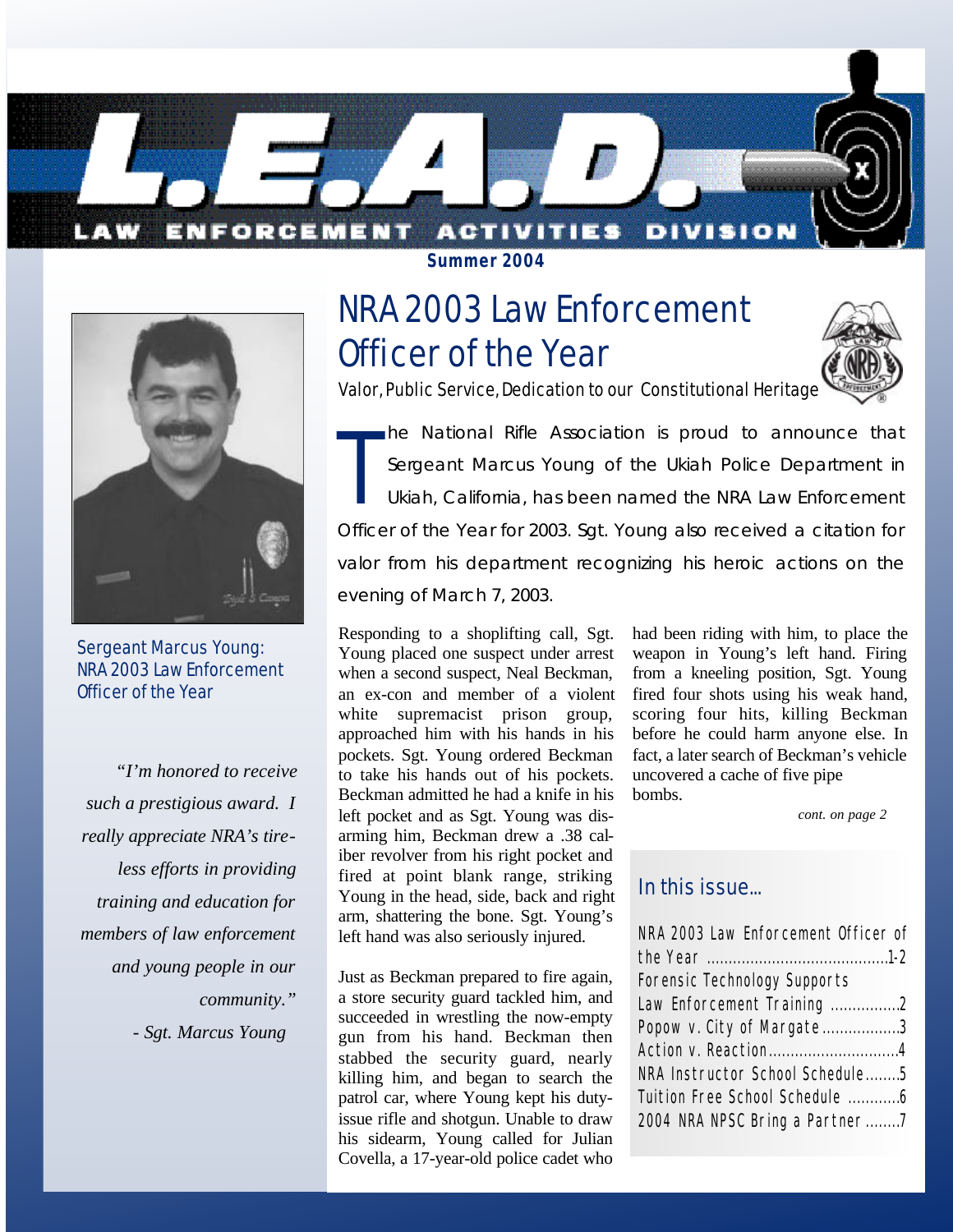# L.E.A.D.

LAW ENFORCEMENT ACTIVITIES DIVISION

**Summer 2004**

# NRA 2003 Law Enforcement Officer of the Year

Valor, Public Service, Dedication to our Constitutional Heritage

The National Rifle Association is proud to announce that Sergeant Marcus Young of the Ukiah Police Department in Ukiah, California, has been named the NRA Law Enforcement Officer of the Year for 2003. Sgt. Young also received a citation for valor from his department recognizing his heroic actions on the evening of March 7, 2003.

Responding to a shoplifting call, Sgt. Young placed one suspect under arrest when a second suspect, Neal Beckman, an ex-con and member of a violent white supremacist prison group, approached him with his hands in his pockets. Sgt. Young ordered Beckman to take his hands out of his pockets. Beckman admitted he had a knife in his left pocket and as Sgt. Young was disarming him, Beckman drew a .38 caliber revolver from his right pocket and fired at point blank range, striking Young in the head, side, back and right arm, shattering the bone. Sgt. Young's left hand was also seriously injured.

Just as Beckman prepared to fire again, a store security guard tackled him, and succeeded in wrestling the now-empty gun from his hand. Beckman then stabbed the security guard, nearly killing him, and began to search the patrol car, where Young kept his duty-issue rifle and shotgun. Unable to draw his sidearm, Young called for Julian Covella, a 17-year-old police cadet who had been riding with him, to place the weapon in Young's left hand. Firing from a kneeling position, Sgt. Young fired four shots using his weak hand, scoring four hits, killing Beckman before he could harm anyone else. In fact, a later search of Beckman's vehicle uncovered a cache of five pipe bombs.

*cont. on page 2*

Sergeant Marcus Young: NRA 2003 Law Enforcement Officer of the Year

*"I'm honored to receive such a prestigious award. I really appreciate NRA's tireless efforts in providing training and education for members of law enforcement and young people in our community."*

*- Sgt. Marcus Young*

## In this issue...

- NRA 2003 Law Enforcement Officer of the Year ....1-2
- Forensic Technology Supports Law Enforcement Training ....2
- Popow v. City of Margate ....3
- Action v. Reaction ....4
- NRA Instructor School Schedule ....5
- Tuition Free School Schedule ....6
- 2004 NRA NPSC Bring a Partner ....7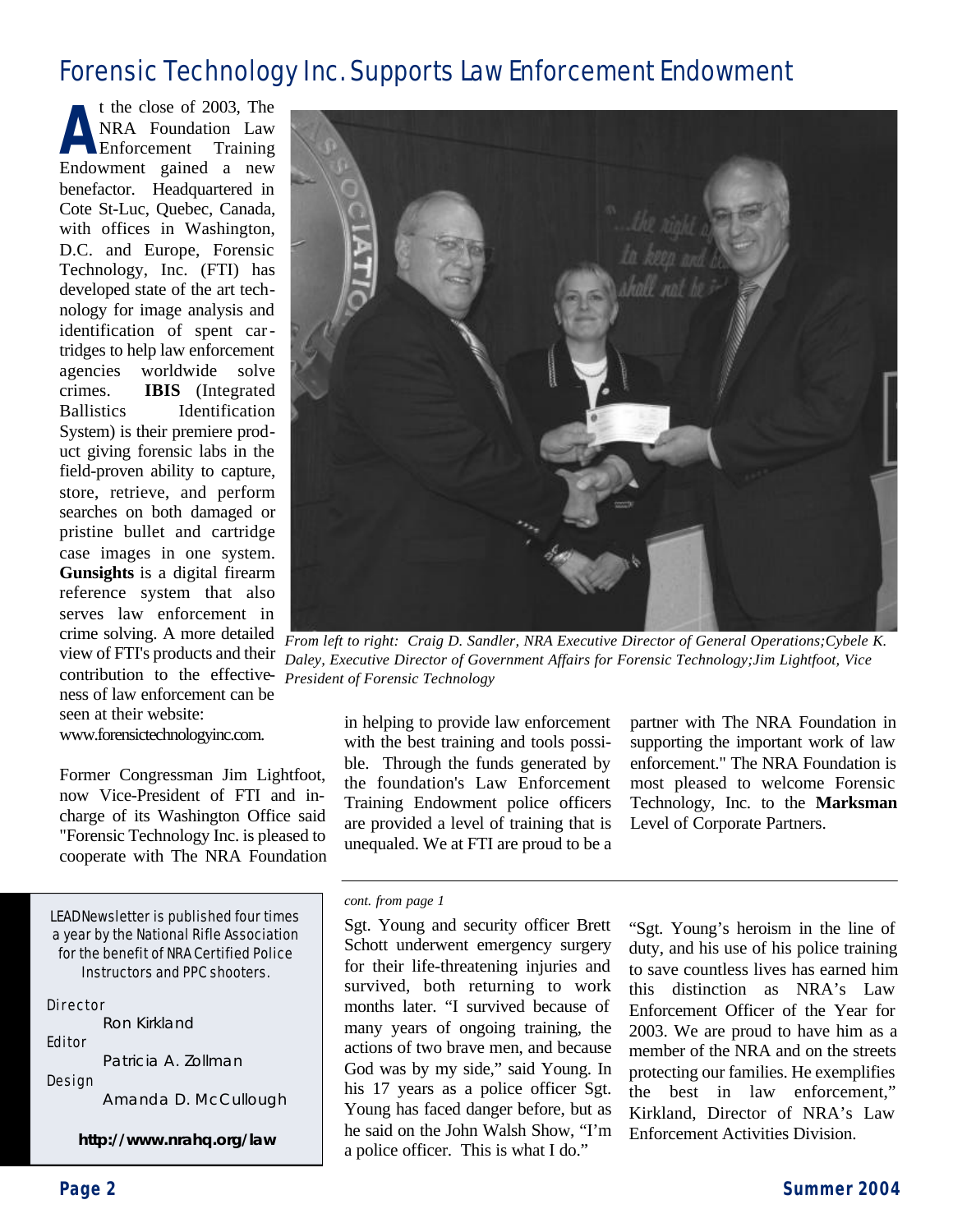# Forensic Technology Inc. Supports Law Enforcement Endowment

At the close of 2003, The NRA Foundation Law Enforcement Training Endowment gained a new benefactor. Headquartered in Cote St-Luc, Quebec, Canada, with offices in Washington, D.C. and Europe, Forensic Technology, Inc. (FTI) has developed state of the art technology for image analysis and identification of spent cartridges to help law enforcement agencies worldwide solve crimes. **IBIS** (Integrated Ballistics Identification System) is their premiere product giving forensic labs in the field-proven ability to capture, store, retrieve, and perform searches on both damaged or pristine bullet and cartridge case images in one system. **Gunsights** is a digital firearm reference system that also serves law enforcement in crime solving. A more detailed view of FTI's products and their contribution to the effectiveness of law enforcement can be seen at their website: www.forensictechnologyinc.com.

*From left to right: Craig D. Sandler, NRA Executive Director of General Operations; Cybele K. Daley, Executive Director of Government Affairs for Forensic Technology; Jim Lightfoot, Vice President of Forensic Technology*

Former Congressman Jim Lightfoot, now Vice-President of FTI and in-charge of its Washington Office said "Forensic Technology Inc. is pleased to cooperate with The NRA Foundation in helping to provide law enforcement with the best training and tools possible. Through the funds generated by the foundation's Law Enforcement Training Endowment police officers are provided a level of training that is unequaled. We at FTI are proud to be a partner with The NRA Foundation in supporting the important work of law enforcement." The NRA Foundation is most pleased to welcome Forensic Technology, Inc. to the **Marksman** Level of Corporate Partners.

*cont. from page 1*

Sgt. Young and security officer Brett Schott underwent emergency surgery for their life-threatening injuries and survived, both returning to work months later. "I survived because of many years of ongoing training, the actions of two brave men, and because God was by my side," said Young. In his 17 years as a police officer Sgt. Young has faced danger before, but as he said on the John Walsh Show, "I'm a police officer. This is what I do."

"Sgt. Young's heroism in the line of duty, and his use of his police training to save countless lives has earned him this distinction as NRA's Law Enforcement Officer of the Year for 2003. We are proud to have him as a member of the NRA and on the streets protecting our families. He exemplifies the best in law enforcement," Kirkland, Director of NRA's Law Enforcement Activities Division.

LEAD Newsletter is published four times a year by the National Rifle Association for the benefit of NRA Certified Police Instructors and PPC shooters.

Director
Ron Kirkland

Editor
Patricia A. Zollman

Design
Amanda D. McCullough

**http://www.nrahq.org/law**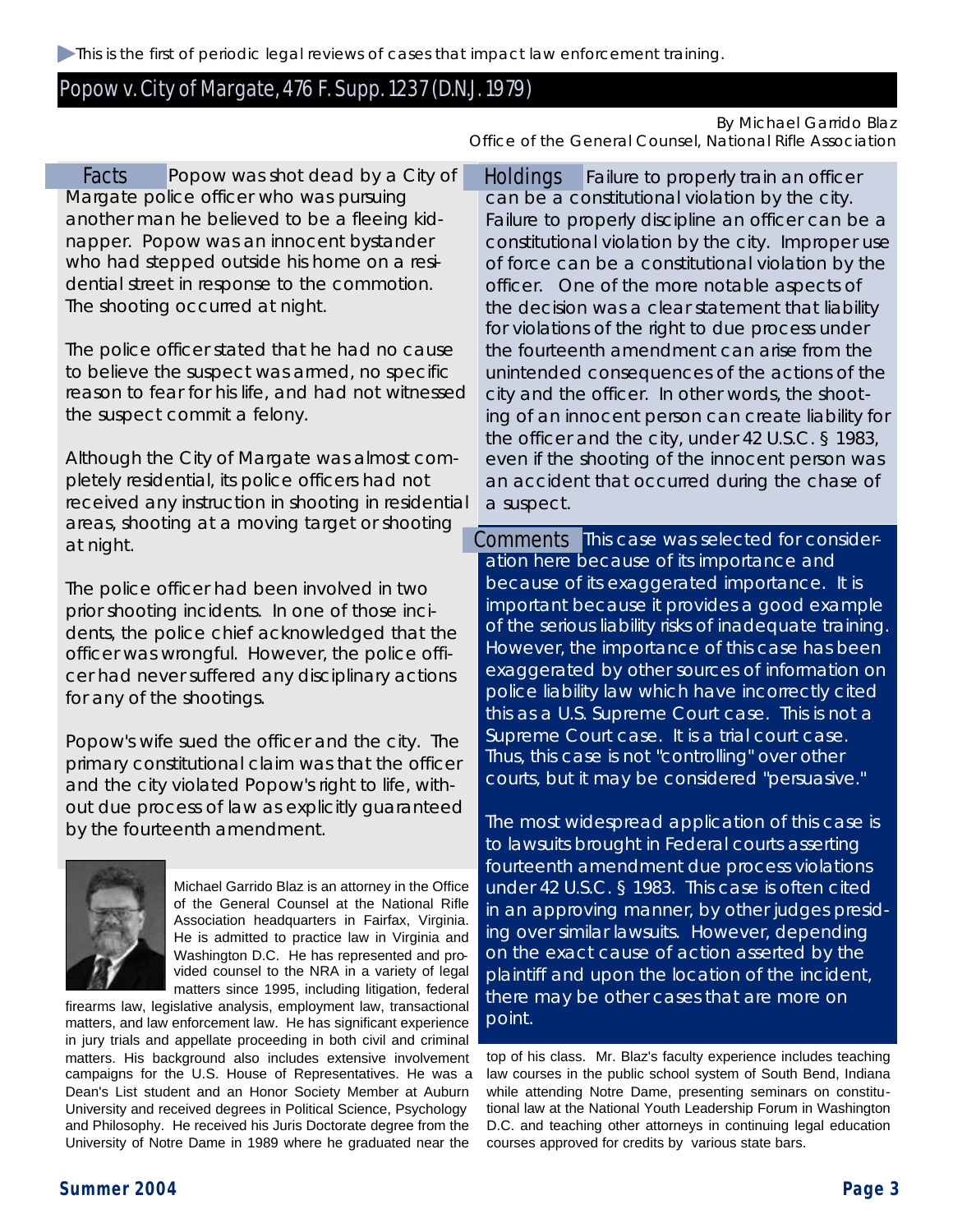This is the first of periodic legal reviews of cases that impact law enforcement training.

# Popow v. City of Margate, 476 F. Supp. 1237 (D.N.J. 1979)

By Michael Garrido Blaz
Office of the General Counsel, National Rifle Association

## Facts

Popow was shot dead by a City of Margate police officer who was pursuing another man he believed to be a fleeing kidnapper. Popow was an innocent bystander who had stepped outside his home on a residential street in response to the commotion. The shooting occurred at night.

The police officer stated that he had no cause to believe the suspect was armed, no specific reason to fear for his life, and had not witnessed the suspect commit a felony.

Although the City of Margate was almost completely residential, its police officers had not received any instruction in shooting in residential areas, shooting at a moving target or shooting at night.

The police officer had been involved in two prior shooting incidents. In one of those incidents, the police chief acknowledged that the officer was wrongful. However, the police officer had never suffered any disciplinary actions for any of the shootings.

Popow's wife sued the officer and the city. The primary constitutional claim was that the officer and the city violated Popow's right to life, without due process of law as explicitly guaranteed by the fourteenth amendment.

## Holdings

Failure to properly train an officer can be a constitutional violation by the city. Failure to properly discipline an officer can be a constitutional violation by the city. Improper use of force can be a constitutional violation by the officer. One of the more notable aspects of the decision was a clear statement that liability for violations of the right to due process under the fourteenth amendment can arise from the unintended consequences of the actions of the city and the officer. In other words, the shooting of an innocent person can create liability for the officer and the city, under 42 U.S.C. § 1983, even if the shooting of the innocent person was an accident that occurred during the chase of a suspect.

## Comments

This case was selected for consideration here because of its importance and because of its exaggerated importance. It is important because it provides a good example of the serious liability risks of inadequate training. However, the importance of this case has been exaggerated by other sources of information on police liability law which have incorrectly cited this as a U.S. Supreme Court case. This is not a Supreme Court case. It is a trial court case. Thus, this case is not "controlling" over other courts, but it may be considered "persuasive."

The most widespread application of this case is to lawsuits brought in Federal courts asserting fourteenth amendment due process violations under 42 U.S.C. § 1983. This case is often cited in an approving manner, by other judges presiding over similar lawsuits. However, depending on the exact cause of action asserted by the plaintiff and upon the location of the incident, there may be other cases that are more on point.

---

Michael Garrido Blaz is an attorney in the Office of the General Counsel at the National Rifle Association headquarters in Fairfax, Virginia. He is admitted to practice law in Virginia and Washington D.C. He has represented and provided counsel to the NRA in a variety of legal matters since 1995, including litigation, federal firearms law, legislative analysis, employment law, transactional matters, and law enforcement law. He has significant experience in jury trials and appellate proceeding in both civil and criminal matters. His background also includes extensive involvement campaigns for the U.S. House of Representatives. He was a Dean's List student and an Honor Society Member at Auburn University and received degrees in Political Science, Psychology and Philosophy. He received his Juris Doctorate degree from the University of Notre Dame in 1989 where he graduated near the top of his class. Mr. Blaz's faculty experience includes teaching law courses in the public school system of South Bend, Indiana while attending Notre Dame, presenting seminars on constitutional law at the National Youth Leadership Forum in Washington D.C. and teaching other attorneys in continuing legal education courses approved for credits by various state bars.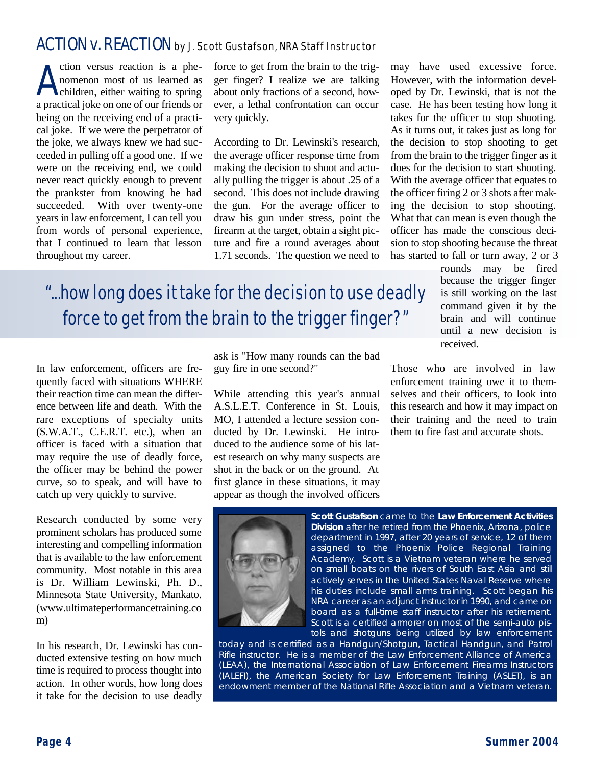# ACTION v. REACTION by J. Scott Gustafson, NRA Staff Instructor

Action versus reaction is a phenomenon most of us learned as children, either waiting to spring a practical joke on one of our friends or being on the receiving end of a practical joke. If we were the perpetrator of the joke, we always knew we had succeeded in pulling off a good one. If we were on the receiving end, we could never react quickly enough to prevent the prankster from knowing he had succeeded. With over twenty-one years in law enforcement, I can tell you from words of personal experience, that I continued to learn that lesson throughout my career.

In law enforcement, officers are frequently faced with situations WHERE their reaction time can mean the difference between life and death. With the rare exceptions of specialty units (S.W.A.T., C.E.R.T. etc.), when an officer is faced with a situation that may require the use of deadly force, the officer may be behind the power curve, so to speak, and will have to catch up very quickly to survive.

Research conducted by some very prominent scholars has produced some interesting and compelling information that is available to the law enforcement community. Most notable in this area is Dr. William Lewinski, Ph. D., Minnesota State University, Mankato. (www.ultimateperformancetraining.com)

In his research, Dr. Lewinski has conducted extensive testing on how much time is required to process thought into action. In other words, how long does it take for the decision to use deadly force to get from the brain to the trigger finger? I realize we are talking about only fractions of a second, however, a lethal confrontation can occur very quickly.

> "...how long does it take for the decision to use deadly force to get from the brain to the trigger finger?"

According to Dr. Lewinski's research, the average officer response time from making the decision to shoot and actually pulling the trigger is about .25 of a second. This does not include drawing the gun. For the average officer to draw his gun under stress, point the firearm at the target, obtain a sight picture and fire a round averages about 1.71 seconds. The question we need to ask is "How many rounds can the bad guy fire in one second?"

While attending this year's annual A.S.L.E.T. Conference in St. Louis, MO, I attended a lecture session conducted by Dr. Lewinski. He introduced to the audience some of his latest research on why many suspects are shot in the back or on the ground. At first glance in these situations, it may appear as though the involved officers may have used excessive force. However, with the information developed by Dr. Lewinski, that is not the case. He has been testing how long it takes for the officer to stop shooting. As it turns out, it takes just as long for the decision to stop shooting to get from the brain to the trigger finger as it does for the decision to start shooting. With the average officer that equates to the officer firing 2 or 3 shots after making the decision to stop shooting. What that can mean is even though the officer has made the conscious decision to stop shooting because the threat has started to fall or turn away, 2 or 3 rounds may be fired because the trigger finger is still working on the last command given it by the brain and will continue until a new decision is received.

Those who are involved in law enforcement training owe it to themselves and their officers, to look into this research and how it may impact on their training and the need to train them to fire fast and accurate shots.

**Scott Gustafson** came to the **Law Enforcement Activities Division** after he retired from the Phoenix, Arizona, police department in 1997, after 20 years of service, 12 of them assigned to the Phoenix Police Regional Training Academy. Scott is a Vietnam veteran where he served on small boats on the rivers of South East Asia and still actively serves in the United States Naval Reserve where his duties include small arms training. Scott began his NRA career as an adjunct instructor in 1990, and came on board as a full-time staff instructor after his retirement. Scott is a certified armorer on most of the semi-auto pistols and shotguns being utilized by law enforcement today and is certified as a Handgun/Shotgun, Tactical Handgun, and Patrol Rifle instructor. He is a member of the Law Enforcement Alliance of America (LEAA), the International Association of Law Enforcement Firearms Instructors (IALEFI), the American Society for Law Enforcement Training (ASLET), is an endowment member of the National Rifle Association and a Vietnam veteran.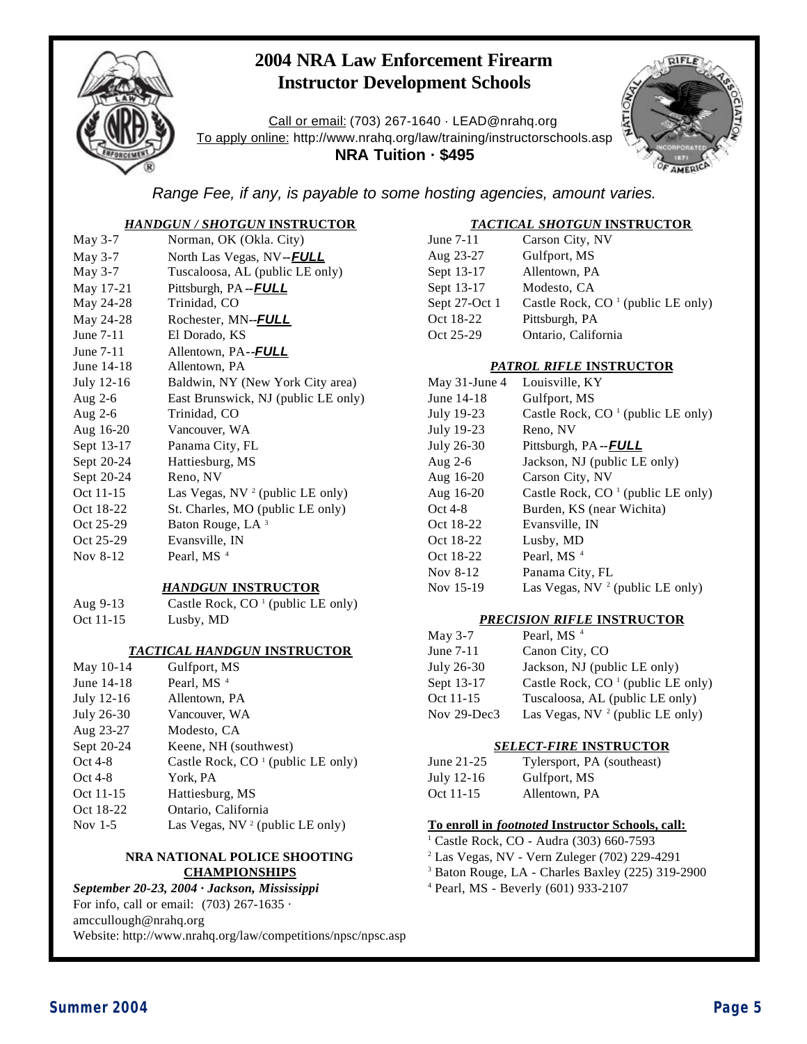# 2004 NRA Law Enforcement Firearm Instructor Development Schools

Call or email: (703) 267-1640 · LEAD@nrahq.org
To apply online: http://www.nrahq.org/law/training/instructorschools.asp
**NRA Tuition · $495**

*Range Fee, if any, is payable to some hosting agencies, amount varies.*

### *HANDGUN / SHOTGUN* INSTRUCTOR

| Date | Location |
|---|---|
| May 3-7 | Norman, OK (Okla. City) |
| May 3-7 | North Las Vegas, NV--***FULL*** |
| May 3-7 | Tuscaloosa, AL (public LE only) |
| May 17-21 | Pittsburgh, PA--***FULL*** |
| May 24-28 | Trinidad, CO |
| May 24-28 | Rochester, MN--***FULL*** |
| June 7-11 | El Dorado, KS |
| June 7-11 | Allentown, PA--***FULL*** |
| June 14-18 | Allentown, PA |
| July 12-16 | Baldwin, NY (New York City area) |
| Aug 2-6 | East Brunswick, NJ (public LE only) |
| Aug 2-6 | Trinidad, CO |
| Aug 16-20 | Vancouver, WA |
| Sept 13-17 | Panama City, FL |
| Sept 20-24 | Hattiesburg, MS |
| Sept 20-24 | Reno, NV |
| Oct 11-15 | Las Vegas, NV [2] (public LE only) |
| Oct 18-22 | St. Charles, MO (public LE only) |
| Oct 25-29 | Baton Rouge, LA [3] |
| Oct 25-29 | Evansville, IN |
| Nov 8-12 | Pearl, MS [4] |

### *HANDGUN* INSTRUCTOR

| Date | Location |
|---|---|
| Aug 9-13 | Castle Rock, CO [1] (public LE only) |
| Oct 11-15 | Lusby, MD |

### *TACTICAL HANDGUN* INSTRUCTOR

| Date | Location |
|---|---|
| May 10-14 | Gulfport, MS |
| June 14-18 | Pearl, MS [4] |
| July 12-16 | Allentown, PA |
| July 26-30 | Vancouver, WA |
| Aug 23-27 | Modesto, CA |
| Sept 20-24 | Keene, NH (southwest) |
| Oct 4-8 | Castle Rock, CO [1] (public LE only) |
| Oct 4-8 | York, PA |
| Oct 11-15 | Hattiesburg, MS |
| Oct 18-22 | Ontario, California |
| Nov 1-5 | Las Vegas, NV [2] (public LE only) |

### NRA NATIONAL POLICE SHOOTING CHAMPIONSHIPS

***September 20-23, 2004 · Jackson, Mississippi***
For info, call or email: (703) 267-1635 · amccullough@nrahq.org
Website: http://www.nrahq.org/law/competitions/npsc/npsc.asp

### *TACTICAL SHOTGUN* INSTRUCTOR

| Date | Location |
|---|---|
| June 7-11 | Carson City, NV |
| Aug 23-27 | Gulfport, MS |
| Sept 13-17 | Allentown, PA |
| Sept 13-17 | Modesto, CA |
| Sept 27-Oct 1 | Castle Rock, CO [1] (public LE only) |
| Oct 18-22 | Pittsburgh, PA |
| Oct 25-29 | Ontario, California |

### *PATROL RIFLE* INSTRUCTOR

| Date | Location |
|---|---|
| May 31-June 4 | Louisville, KY |
| June 14-18 | Gulfport, MS |
| July 19-23 | Castle Rock, CO [1] (public LE only) |
| July 19-23 | Reno, NV |
| July 26-30 | Pittsburgh, PA--***FULL*** |
| Aug 2-6 | Jackson, NJ (public LE only) |
| Aug 16-20 | Carson City, NV |
| Aug 16-20 | Castle Rock, CO [1] (public LE only) |
| Oct 4-8 | Burden, KS (near Wichita) |
| Oct 18-22 | Evansville, IN |
| Oct 18-22 | Lusby, MD |
| Oct 18-22 | Pearl, MS [4] |
| Nov 8-12 | Panama City, FL |
| Nov 15-19 | Las Vegas, NV [2] (public LE only) |

### *PRECISION RIFLE* INSTRUCTOR

| Date | Location |
|---|---|
| May 3-7 | Pearl, MS [4] |
| June 7-11 | Canon City, CO |
| July 26-30 | Jackson, NJ (public LE only) |
| Sept 13-17 | Castle Rock, CO [1] (public LE only) |
| Oct 11-15 | Tuscaloosa, AL (public LE only) |
| Nov 29-Dec3 | Las Vegas, NV [2] (public LE only) |

### *SELECT-FIRE* INSTRUCTOR

| Date | Location |
|---|---|
| June 21-25 | Tylersport, PA (southeast) |
| July 12-16 | Gulfport, MS |
| Oct 11-15 | Allentown, PA |

**To enroll in *footnoted* Instructor Schools, call:**

[1] Castle Rock, CO - Audra (303) 660-7593
[2] Las Vegas, NV - Vern Zuleger (702) 229-4291
[3] Baton Rouge, LA - Charles Baxley (225) 319-2900
[4] Pearl, MS - Beverly (601) 933-2107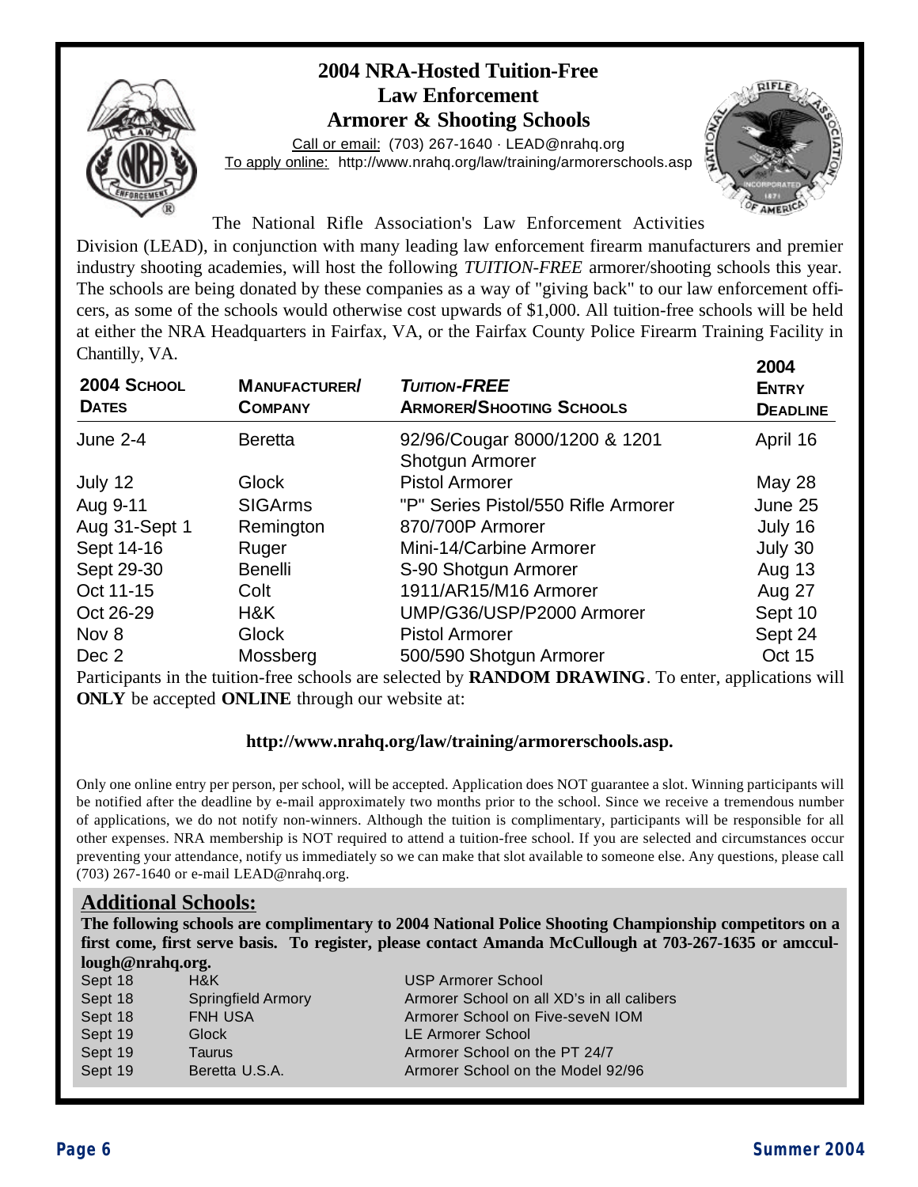# 2004 NRA-Hosted Tuition-Free Law Enforcement Armorer & Shooting Schools

Call or email: (703) 267-1640 · LEAD@nrahq.org
To apply online: http://www.nrahq.org/law/training/armorerschools.asp

The National Rifle Association's Law Enforcement Activities Division (LEAD), in conjunction with many leading law enforcement firearm manufacturers and premier industry shooting academies, will host the following *TUITION-FREE* armorer/shooting schools this year. The schools are being donated by these companies as a way of "giving back" to our law enforcement officers, as some of the schools would otherwise cost upwards of $1,000. All tuition-free schools will be held at either the NRA Headquarters in Fairfax, VA, or the Fairfax County Police Firearm Training Facility in Chantilly, VA.

| 2004 School Dates | Manufacturer/ Company | *Tuition-Free* Armorer/Shooting Schools | 2004 Entry Deadline |
|---|---|---|---|
| June 2-4 | Beretta | 92/96/Cougar 8000/1200 & 1201 Shotgun Armorer | April 16 |
| July 12 | Glock | Pistol Armorer | May 28 |
| Aug 9-11 | SIGArms | "P" Series Pistol/550 Rifle Armorer | June 25 |
| Aug 31-Sept 1 | Remington | 870/700P Armorer | July 16 |
| Sept 14-16 | Ruger | Mini-14/Carbine Armorer | July 30 |
| Sept 29-30 | Benelli | S-90 Shotgun Armorer | Aug 13 |
| Oct 11-15 | Colt | 1911/AR15/M16 Armorer | Aug 27 |
| Oct 26-29 | H&K | UMP/G36/USP/P2000 Armorer | Sept 10 |
| Nov 8 | Glock | Pistol Armorer | Sept 24 |
| Dec 2 | Mossberg | 500/590 Shotgun Armorer | Oct 15 |

Participants in the tuition-free schools are selected by **RANDOM DRAWING**. To enter, applications will **ONLY** be accepted **ONLINE** through our website at:

**http://www.nrahq.org/law/training/armorerschools.asp.**

Only one online entry per person, per school, will be accepted. Application does NOT guarantee a slot. Winning participants will be notified after the deadline by e-mail approximately two months prior to the school. Since we receive a tremendous number of applications, we do not notify non-winners. Although the tuition is complimentary, participants will be responsible for all other expenses. NRA membership is NOT required to attend a tuition-free school. If you are selected and circumstances occur preventing your attendance, notify us immediately so we can make that slot available to someone else. Any questions, please call (703) 267-1640 or e-mail LEAD@nrahq.org.

## Additional Schools:

**The following schools are complimentary to 2004 National Police Shooting Championship competitors on a first come, first serve basis. To register, please contact Amanda McCullough at 703-267-1635 or amccullough@nrahq.org.**

| | | |
|---|---|---|
| Sept 18 | H&K | USP Armorer School |
| Sept 18 | Springfield Armory | Armorer School on all XD's in all calibers |
| Sept 18 | FNH USA | Armorer School on Five-seveN IOM |
| Sept 19 | Glock | LE Armorer School |
| Sept 19 | Taurus | Armorer School on the PT 24/7 |
| Sept 19 | Beretta U.S.A. | Armorer School on the Model 92/96 |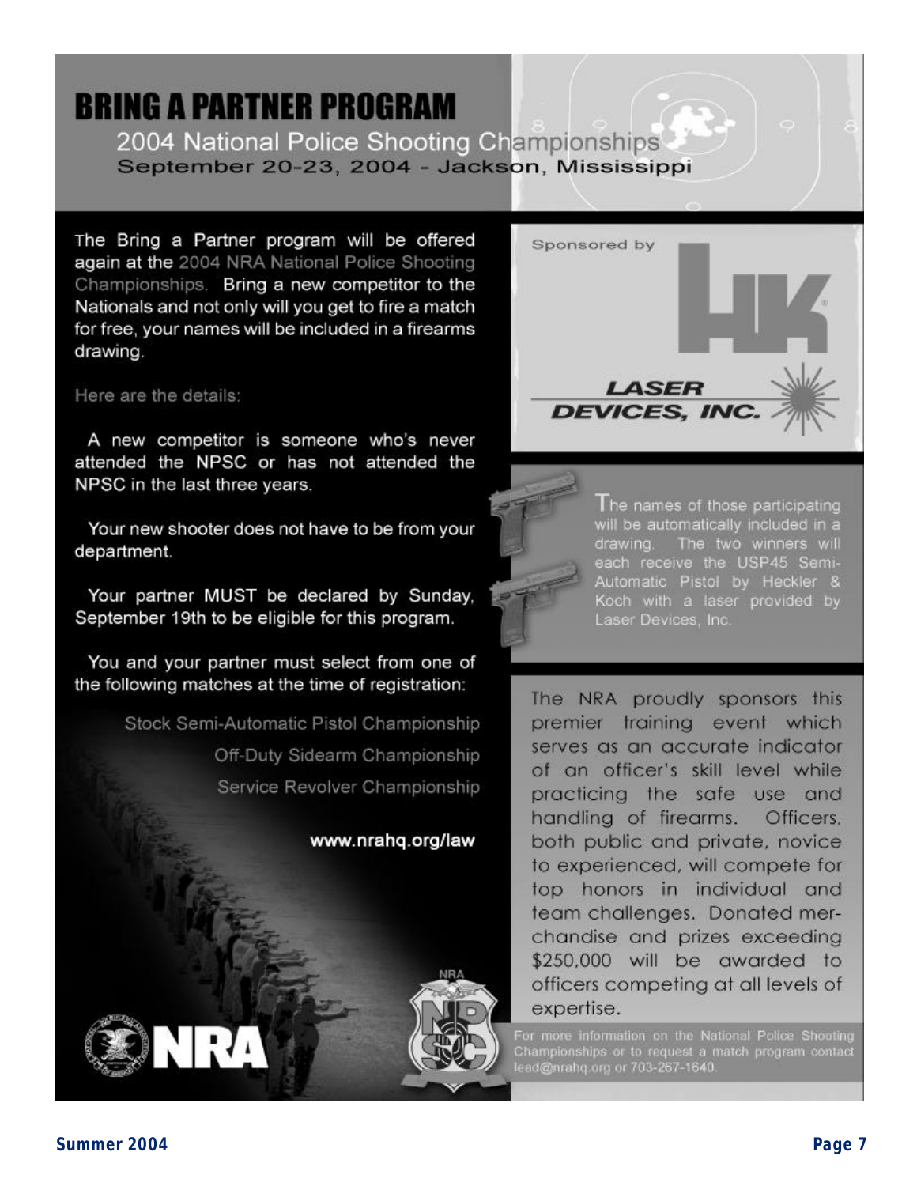# BRING A PARTNER PROGRAM

## 2004 National Police Shooting Championships

**September 20-23, 2004 - Jackson, Mississippi**

The Bring a Partner program will be offered again at the 2004 NRA National Police Shooting Championships. Bring a new competitor to the Nationals and not only will you get to fire a match for free, your names will be included in a firearms drawing.

Here are the details:

A new competitor is someone who's never attended the NPSC or has not attended the NPSC in the last three years.

Your new shooter does not have to be from your department.

Your partner MUST be declared by Sunday, September 19th to be eligible for this program.

You and your partner must select from one of the following matches at the time of registration:

- Stock Semi-Automatic Pistol Championship
- Off-Duty Sidearm Championship
- Service Revolver Championship

**www.nrahq.org/law**

Sponsored by HK

LASER DEVICES, INC.

The names of those participating will be automatically included in a drawing. The two winners will each receive the USP45 Semi-Automatic Pistol by Heckler & Koch with a laser provided by Laser Devices, Inc.

The NRA proudly sponsors this premier training event which serves as an accurate indicator of an officer's skill level while practicing the safe use and handling of firearms. Officers, both public and private, novice to experienced, will compete for top honors in individual and team challenges. Donated merchandise and prizes exceeding $250,000 will be awarded to officers competing at all levels of expertise.

For more information on the National Police Shooting Championships or to request a match program contact lead@nrahq.org or 703-267-1640.

NRA

NRA NPSC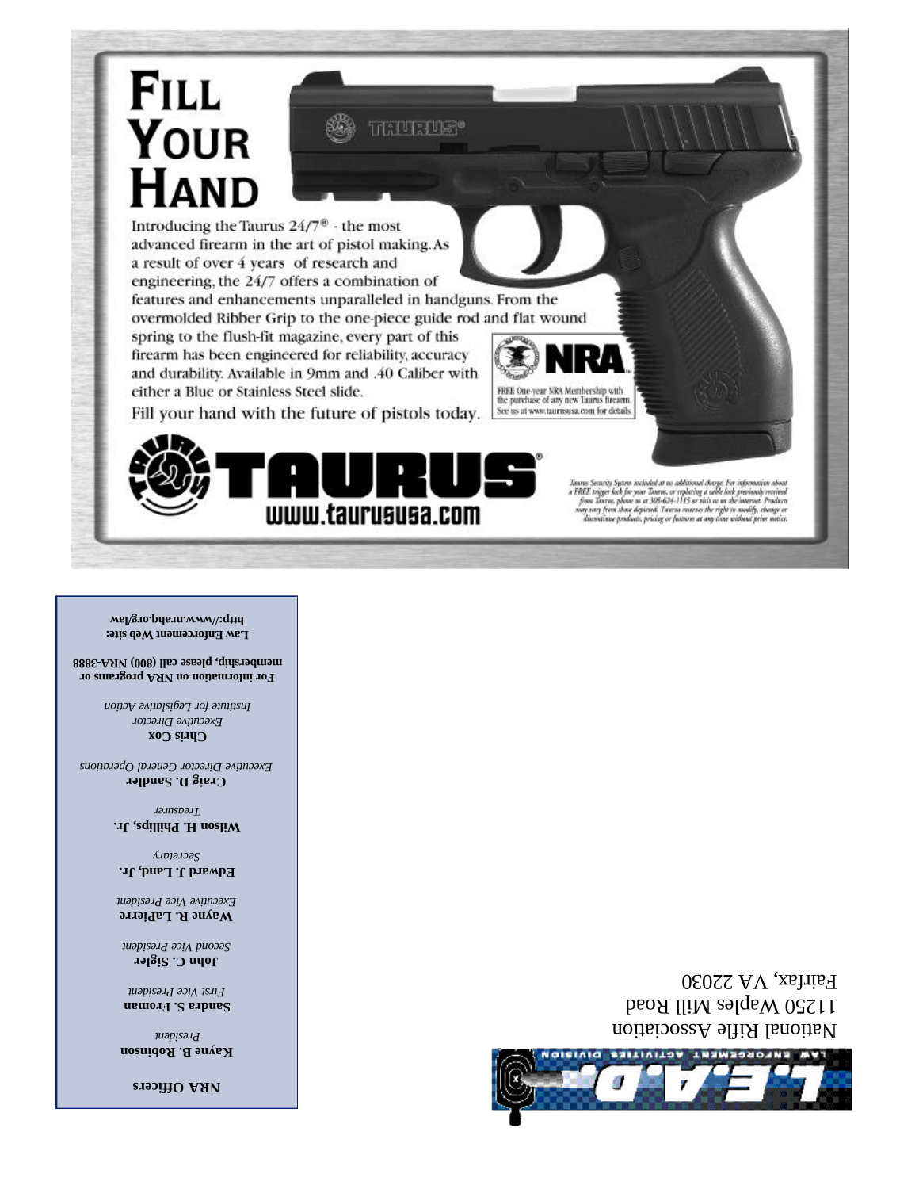# Fill Your Hand

Introducing the Taurus 24/7® - the most advanced firearm in the art of pistol making. As a result of over 4 years of research and engineering, the 24/7 offers a combination of features and enhancements unparalleled in handguns. From the overmolded Ribber Grip to the one-piece guide rod and flat wound spring to the flush-fit magazine, every part of this firearm has been engineered for reliability, accuracy and durability. Available in 9mm and .40 Caliber with either a Blue or Stainless Steel slide.

Fill your hand with the future of pistols today.

NRA

FREE One-year NRA Membership with the purchase of any new Taurus firearm. See us at www.taurususa.com for details.

TAURUS®

www.taurususa.com

*Taurus Security System included at no additional charge. For information about a FREE trigger lock for your Taurus, or replacing a cable lock previously received from Taurus, phone us at 305-624-1115 or visit us on the internet. Products may vary from those depicted. Taurus reserves the right to modify, change or discontinue products, pricing or features at any time without prior notice.*

---

L.E.A.D. LAW ENFORCEMENT ACTIVITIES DIVISION

National Rifle Association
11250 Waples Mill Road
Fairfax, VA 22030

---

**NRA Officers**

**Kayne B. Robinson**
*President*

**Sandra S. Froman**
*First Vice President*

**John C. Sigler**
*Second Vice President*

**Wayne R. LaPierre**
*Executive Vice President*

**Edward J. Land, Jr.**
*Secretary*

**Wilson H. Phillips, Jr.**
*Treasurer*

**Craig D. Sandler**
*Executive Director General Operations*

**Chris Cox**
*Executive Director*
*Institute for Legislative Action*

**For information on NRA programs or membership, please call (800) NRA-3888**

**Law Enforcement Web site:**
**http://www.nrahq.org/law**